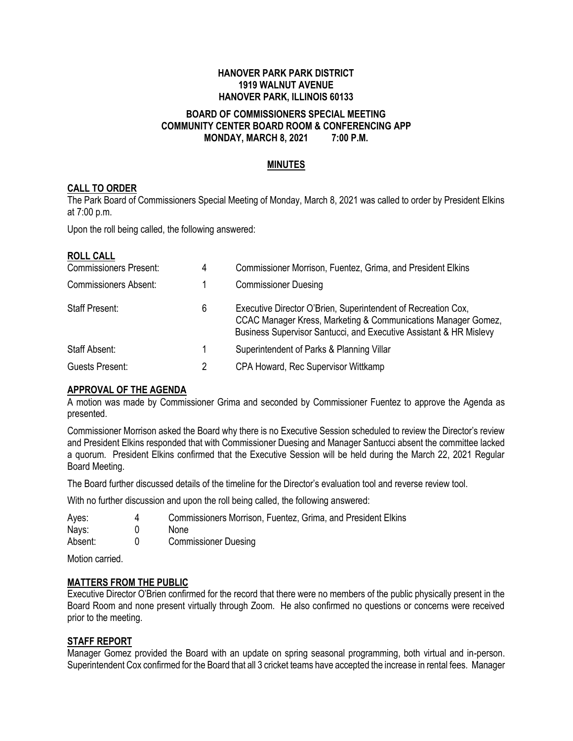**HANOVER PARK PARK DISTRICT**
**1919 WALNUT AVENUE**
**HANOVER PARK, ILLINOIS 60133**

**BOARD OF COMMISSIONERS SPECIAL MEETING**
**COMMUNITY CENTER BOARD ROOM & CONFERENCING APP**
**MONDAY, MARCH 8, 2021 7:00 P.M.**

## MINUTES

### CALL TO ORDER

The Park Board of Commissioners Special Meeting of Monday, March 8, 2021 was called to order by President Elkins at 7:00 p.m.

Upon the roll being called, the following answered:

### ROLL CALL

| | | |
|---|---|---|
| Commissioners Present: | 4 | Commissioner Morrison, Fuentez, Grima, and President Elkins |
| Commissioners Absent: | 1 | Commissioner Duesing |
| Staff Present: | 6 | Executive Director O'Brien, Superintendent of Recreation Cox, CCAC Manager Kress, Marketing & Communications Manager Gomez, Business Supervisor Santucci, and Executive Assistant & HR Mislevy |
| Staff Absent: | 1 | Superintendent of Parks & Planning Villar |
| Guests Present: | 2 | CPA Howard, Rec Supervisor Wittkamp |

### APPROVAL OF THE AGENDA

A motion was made by Commissioner Grima and seconded by Commissioner Fuentez to approve the Agenda as presented.

Commissioner Morrison asked the Board why there is no Executive Session scheduled to review the Director's review and President Elkins responded that with Commissioner Duesing and Manager Santucci absent the committee lacked a quorum. President Elkins confirmed that the Executive Session will be held during the March 22, 2021 Regular Board Meeting.

The Board further discussed details of the timeline for the Director's evaluation tool and reverse review tool.

With no further discussion and upon the roll being called, the following answered:

| | | |
|---|---|---|
| Ayes: | 4 | Commissioners Morrison, Fuentez, Grima, and President Elkins |
| Nays: | 0 | None |
| Absent: | 0 | Commissioner Duesing |

Motion carried.

### MATTERS FROM THE PUBLIC

Executive Director O'Brien confirmed for the record that there were no members of the public physically present in the Board Room and none present virtually through Zoom. He also confirmed no questions or concerns were received prior to the meeting.

### STAFF REPORT

Manager Gomez provided the Board with an update on spring seasonal programming, both virtual and in-person. Superintendent Cox confirmed for the Board that all 3 cricket teams have accepted the increase in rental fees. Manager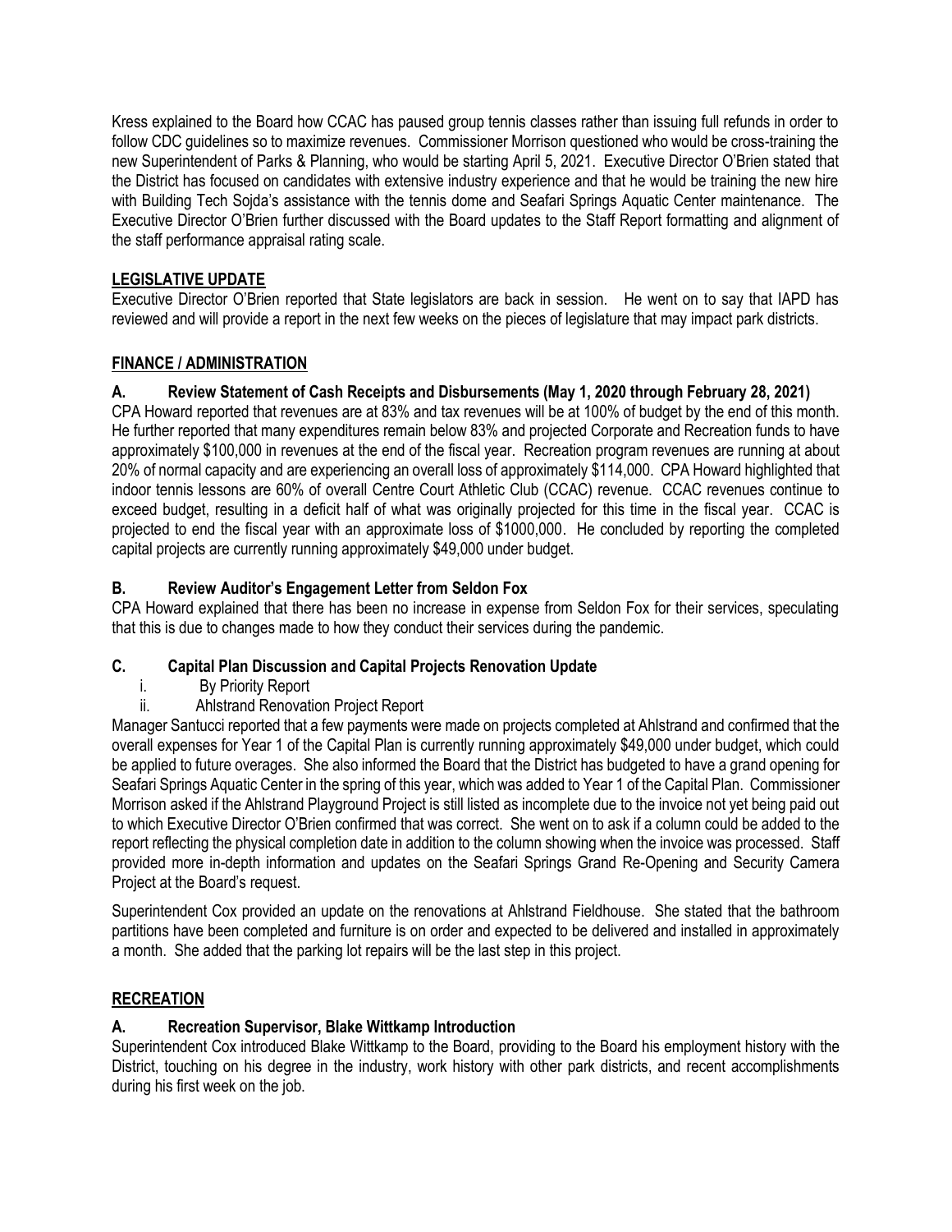Kress explained to the Board how CCAC has paused group tennis classes rather than issuing full refunds in order to follow CDC guidelines so to maximize revenues. Commissioner Morrison questioned who would be cross-training the new Superintendent of Parks & Planning, who would be starting April 5, 2021. Executive Director O'Brien stated that the District has focused on candidates with extensive industry experience and that he would be training the new hire with Building Tech Sojda's assistance with the tennis dome and Seafari Springs Aquatic Center maintenance. The Executive Director O'Brien further discussed with the Board updates to the Staff Report formatting and alignment of the staff performance appraisal rating scale.

## LEGISLATIVE UPDATE

Executive Director O'Brien reported that State legislators are back in session. He went on to say that IAPD has reviewed and will provide a report in the next few weeks on the pieces of legislature that may impact park districts.

## FINANCE / ADMINISTRATION

### A. Review Statement of Cash Receipts and Disbursements (May 1, 2020 through February 28, 2021)

CPA Howard reported that revenues are at 83% and tax revenues will be at 100% of budget by the end of this month. He further reported that many expenditures remain below 83% and projected Corporate and Recreation funds to have approximately $100,000 in revenues at the end of the fiscal year. Recreation program revenues are running at about 20% of normal capacity and are experiencing an overall loss of approximately $114,000. CPA Howard highlighted that indoor tennis lessons are 60% of overall Centre Court Athletic Club (CCAC) revenue. CCAC revenues continue to exceed budget, resulting in a deficit half of what was originally projected for this time in the fiscal year. CCAC is projected to end the fiscal year with an approximate loss of $1000,000. He concluded by reporting the completed capital projects are currently running approximately $49,000 under budget.

### B. Review Auditor's Engagement Letter from Seldon Fox

CPA Howard explained that there has been no increase in expense from Seldon Fox for their services, speculating that this is due to changes made to how they conduct their services during the pandemic.

### C. Capital Plan Discussion and Capital Projects Renovation Update

i. By Priority Report
ii. Ahlstrand Renovation Project Report

Manager Santucci reported that a few payments were made on projects completed at Ahlstrand and confirmed that the overall expenses for Year 1 of the Capital Plan is currently running approximately $49,000 under budget, which could be applied to future overages. She also informed the Board that the District has budgeted to have a grand opening for Seafari Springs Aquatic Center in the spring of this year, which was added to Year 1 of the Capital Plan. Commissioner Morrison asked if the Ahlstrand Playground Project is still listed as incomplete due to the invoice not yet being paid out to which Executive Director O'Brien confirmed that was correct. She went on to ask if a column could be added to the report reflecting the physical completion date in addition to the column showing when the invoice was processed. Staff provided more in-depth information and updates on the Seafari Springs Grand Re-Opening and Security Camera Project at the Board's request.

Superintendent Cox provided an update on the renovations at Ahlstrand Fieldhouse. She stated that the bathroom partitions have been completed and furniture is on order and expected to be delivered and installed in approximately a month. She added that the parking lot repairs will be the last step in this project.

## RECREATION

### A. Recreation Supervisor, Blake Wittkamp Introduction

Superintendent Cox introduced Blake Wittkamp to the Board, providing to the Board his employment history with the District, touching on his degree in the industry, work history with other park districts, and recent accomplishments during his first week on the job.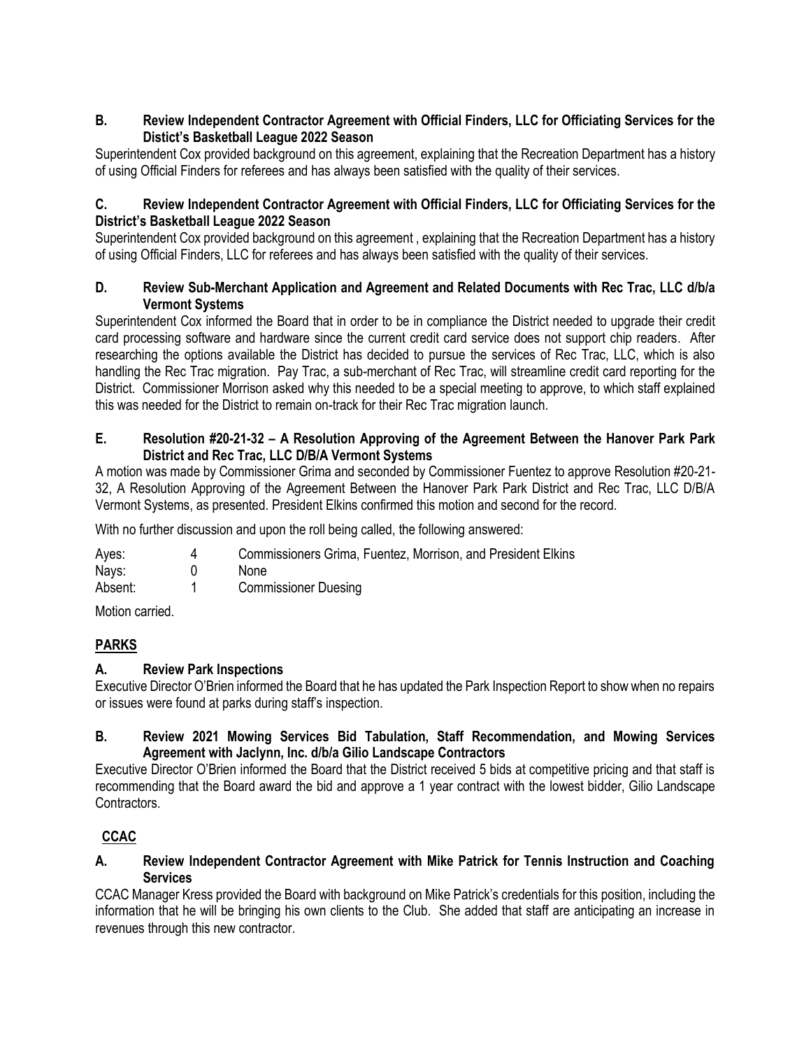**B. Review Independent Contractor Agreement with Official Finders, LLC for Officiating Services for the Distict's Basketball League 2022 Season**

Superintendent Cox provided background on this agreement, explaining that the Recreation Department has a history of using Official Finders for referees and has always been satisfied with the quality of their services.

**C. Review Independent Contractor Agreement with Official Finders, LLC for Officiating Services for the District's Basketball League 2022 Season**

Superintendent Cox provided background on this agreement , explaining that the Recreation Department has a history of using Official Finders, LLC for referees and has always been satisfied with the quality of their services.

**D. Review Sub-Merchant Application and Agreement and Related Documents with Rec Trac, LLC d/b/a Vermont Systems**

Superintendent Cox informed the Board that in order to be in compliance the District needed to upgrade their credit card processing software and hardware since the current credit card service does not support chip readers. After researching the options available the District has decided to pursue the services of Rec Trac, LLC, which is also handling the Rec Trac migration. Pay Trac, a sub-merchant of Rec Trac, will streamline credit card reporting for the District. Commissioner Morrison asked why this needed to be a special meeting to approve, to which staff explained this was needed for the District to remain on-track for their Rec Trac migration launch.

**E. Resolution #20-21-32 – A Resolution Approving of the Agreement Between the Hanover Park Park District and Rec Trac, LLC D/B/A Vermont Systems**

A motion was made by Commissioner Grima and seconded by Commissioner Fuentez to approve Resolution #20-21-32, A Resolution Approving of the Agreement Between the Hanover Park Park District and Rec Trac, LLC D/B/A Vermont Systems, as presented. President Elkins confirmed this motion and second for the record.

With no further discussion and upon the roll being called, the following answered:

| | | |
|---|---|---|
| Ayes: | 4 | Commissioners Grima, Fuentez, Morrison, and President Elkins |
| Nays: | 0 | None |
| Absent: | 1 | Commissioner Duesing |

Motion carried.

## PARKS

**A. Review Park Inspections**

Executive Director O'Brien informed the Board that he has updated the Park Inspection Report to show when no repairs or issues were found at parks during staff's inspection.

**B. Review 2021 Mowing Services Bid Tabulation, Staff Recommendation, and Mowing Services Agreement with Jaclynn, Inc. d/b/a Gilio Landscape Contractors**

Executive Director O'Brien informed the Board that the District received 5 bids at competitive pricing and that staff is recommending that the Board award the bid and approve a 1 year contract with the lowest bidder, Gilio Landscape Contractors.

## CCAC

**A. Review Independent Contractor Agreement with Mike Patrick for Tennis Instruction and Coaching Services**

CCAC Manager Kress provided the Board with background on Mike Patrick's credentials for this position, including the information that he will be bringing his own clients to the Club. She added that staff are anticipating an increase in revenues through this new contractor.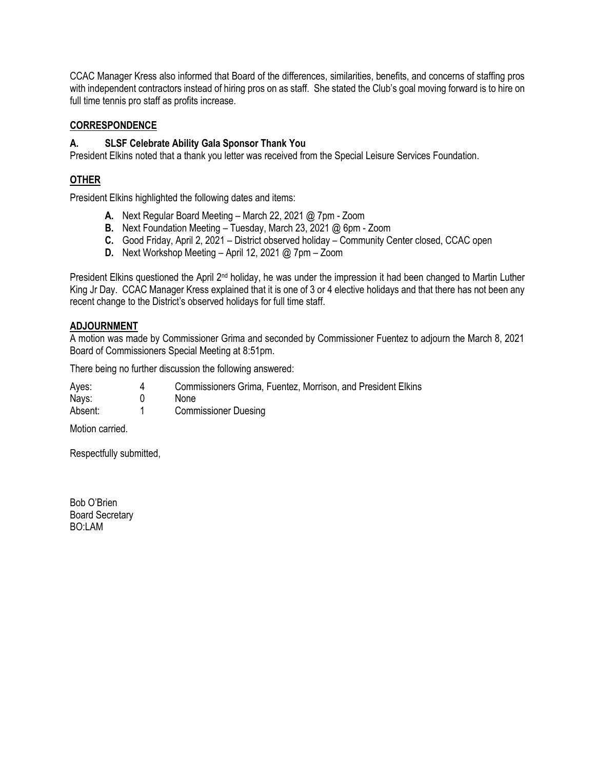CCAC Manager Kress also informed that Board of the differences, similarities, benefits, and concerns of staffing pros with independent contractors instead of hiring pros on as staff. She stated the Club's goal moving forward is to hire on full time tennis pro staff as profits increase.

## CORRESPONDENCE

### A. SLSF Celebrate Ability Gala Sponsor Thank You

President Elkins noted that a thank you letter was received from the Special Leisure Services Foundation.

## OTHER

President Elkins highlighted the following dates and items:

- **A.** Next Regular Board Meeting – March 22, 2021 @ 7pm - Zoom
- **B.** Next Foundation Meeting – Tuesday, March 23, 2021 @ 6pm - Zoom
- **C.** Good Friday, April 2, 2021 – District observed holiday – Community Center closed, CCAC open
- **D.** Next Workshop Meeting – April 12, 2021 @ 7pm – Zoom

President Elkins questioned the April 2nd holiday, he was under the impression it had been changed to Martin Luther King Jr Day. CCAC Manager Kress explained that it is one of 3 or 4 elective holidays and that there has not been any recent change to the District's observed holidays for full time staff.

## ADJOURNMENT

A motion was made by Commissioner Grima and seconded by Commissioner Fuentez to adjourn the March 8, 2021 Board of Commissioners Special Meeting at 8:51pm.

There being no further discussion the following answered:

| | | |
|---|---|---|
| Ayes: | 4 | Commissioners Grima, Fuentez, Morrison, and President Elkins |
| Nays: | 0 | None |
| Absent: | 1 | Commissioner Duesing |

Motion carried.

Respectfully submitted,

Bob O'Brien
Board Secretary
BO:LAM